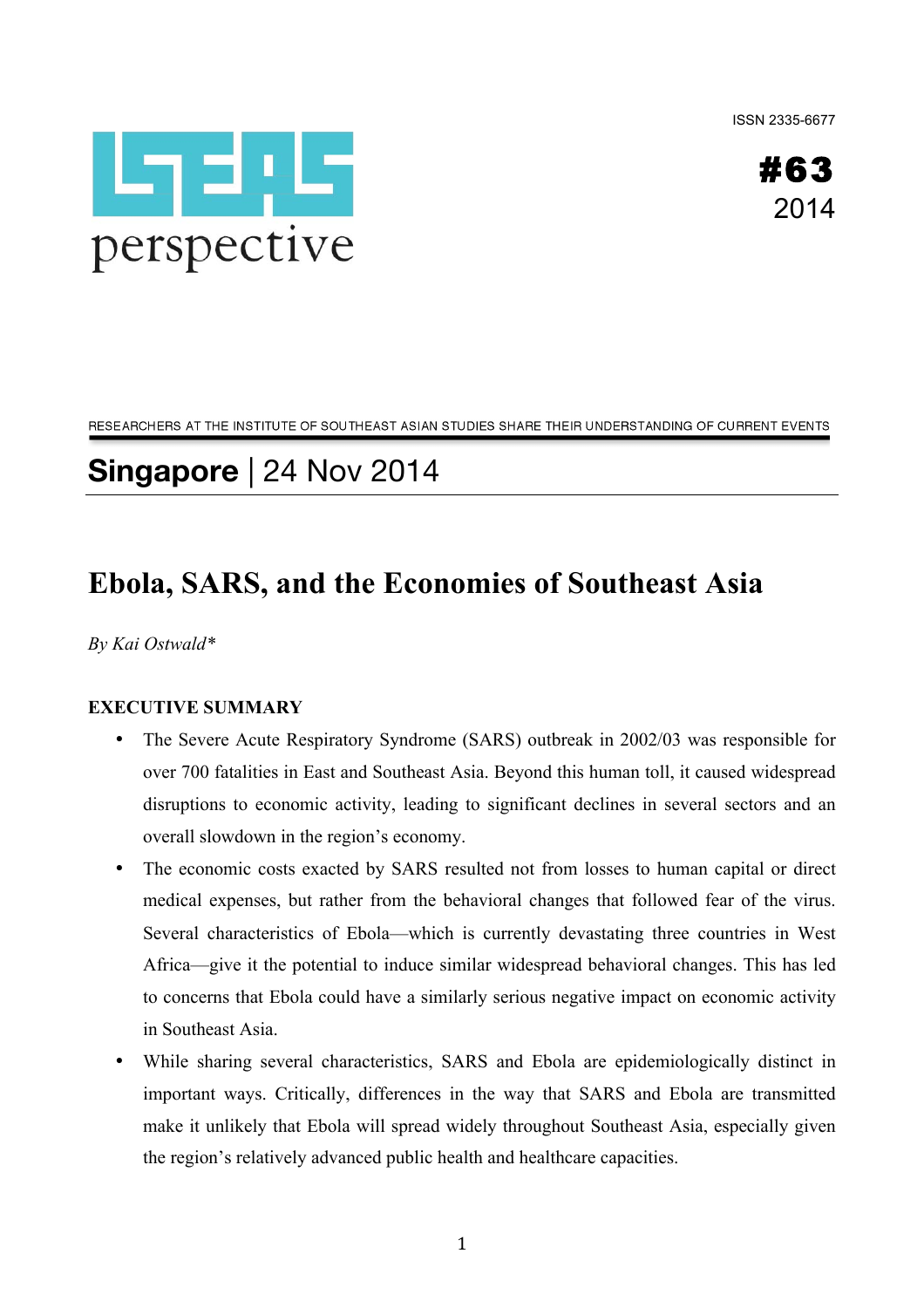ISSN 2335-6677

ISEAS perspective

#63
2014

RESEARCHERS AT THE INSTITUTE OF SOUTHEAST ASIAN STUDIES SHARE THEIR UNDERSTANDING OF CURRENT EVENTS

**Singapore** | 24 Nov 2014

# Ebola, SARS, and the Economies of Southeast Asia

*By Kai Ostwald\**

**EXECUTIVE SUMMARY**

- The Severe Acute Respiratory Syndrome (SARS) outbreak in 2002/03 was responsible for over 700 fatalities in East and Southeast Asia. Beyond this human toll, it caused widespread disruptions to economic activity, leading to significant declines in several sectors and an overall slowdown in the region's economy.
- The economic costs exacted by SARS resulted not from losses to human capital or direct medical expenses, but rather from the behavioral changes that followed fear of the virus. Several characteristics of Ebola—which is currently devastating three countries in West Africa—give it the potential to induce similar widespread behavioral changes. This has led to concerns that Ebola could have a similarly serious negative impact on economic activity in Southeast Asia.
- While sharing several characteristics, SARS and Ebola are epidemiologically distinct in important ways. Critically, differences in the way that SARS and Ebola are transmitted make it unlikely that Ebola will spread widely throughout Southeast Asia, especially given the region's relatively advanced public health and healthcare capacities.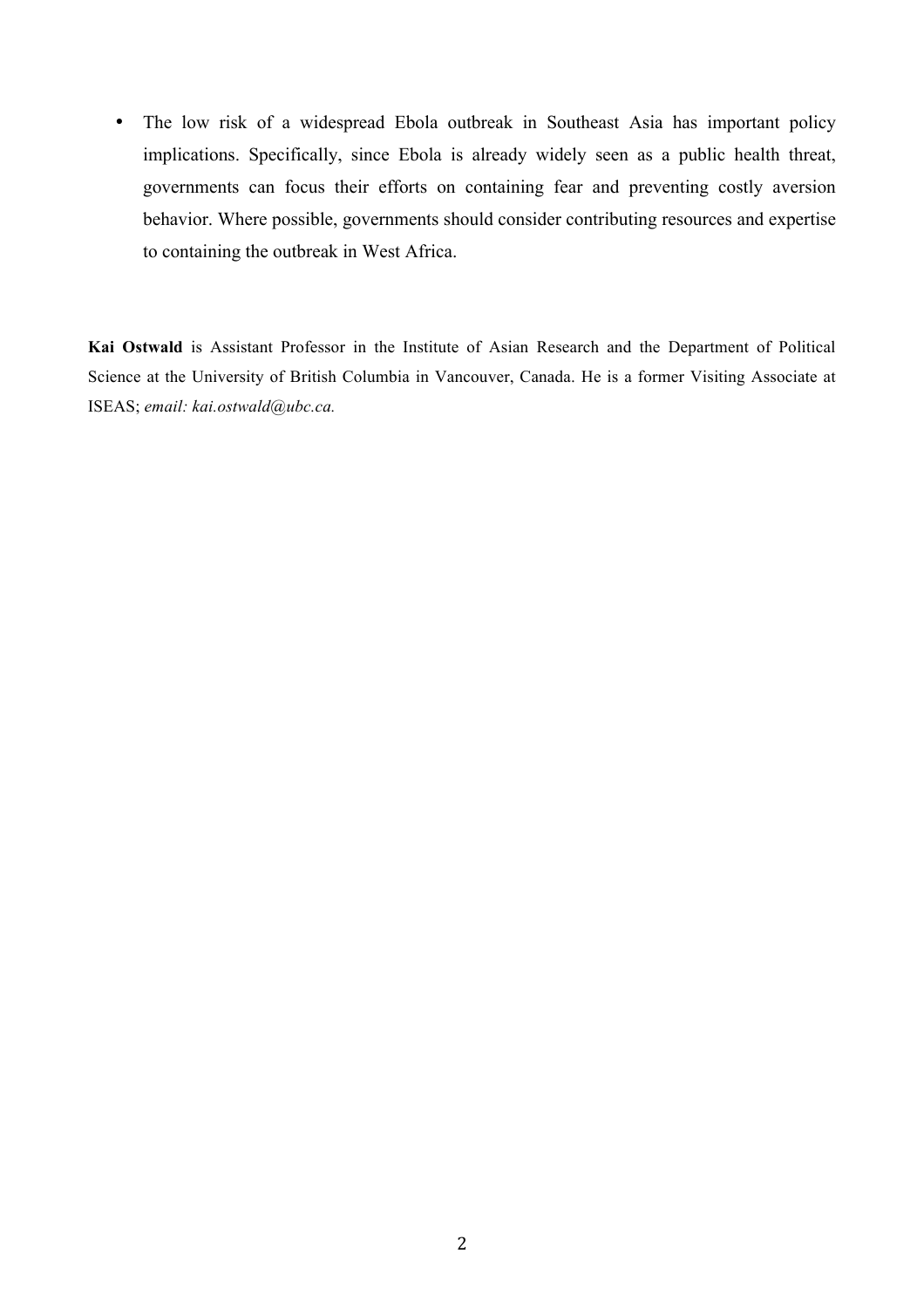- The low risk of a widespread Ebola outbreak in Southeast Asia has important policy implications. Specifically, since Ebola is already widely seen as a public health threat, governments can focus their efforts on containing fear and preventing costly aversion behavior. Where possible, governments should consider contributing resources and expertise to containing the outbreak in West Africa.

**Kai Ostwald** is Assistant Professor in the Institute of Asian Research and the Department of Political Science at the University of British Columbia in Vancouver, Canada. He is a former Visiting Associate at ISEAS; *email: kai.ostwald@ubc.ca.*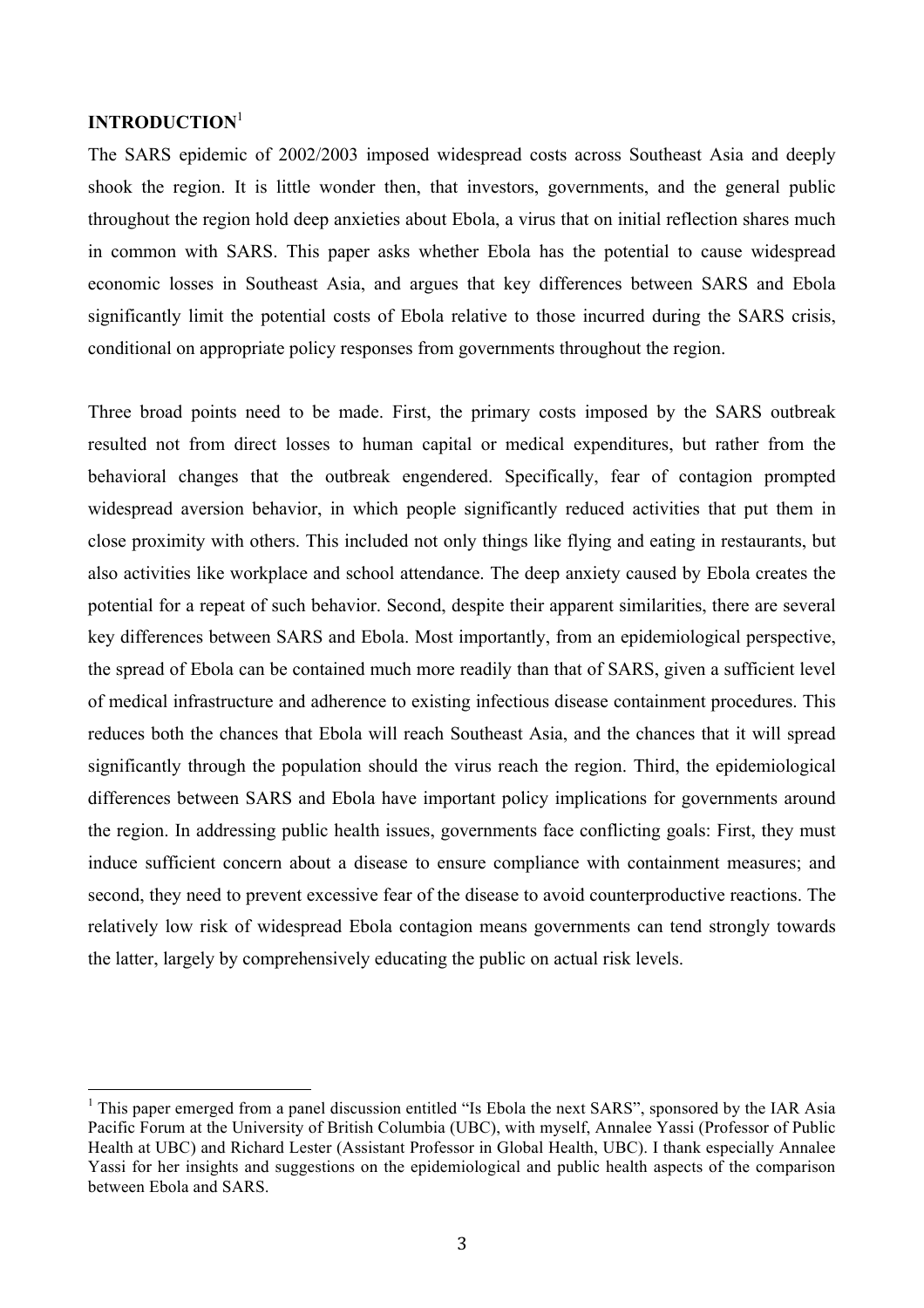## INTRODUCTION[1]

The SARS epidemic of 2002/2003 imposed widespread costs across Southeast Asia and deeply shook the region. It is little wonder then, that investors, governments, and the general public throughout the region hold deep anxieties about Ebola, a virus that on initial reflection shares much in common with SARS. This paper asks whether Ebola has the potential to cause widespread economic losses in Southeast Asia, and argues that key differences between SARS and Ebola significantly limit the potential costs of Ebola relative to those incurred during the SARS crisis, conditional on appropriate policy responses from governments throughout the region.

Three broad points need to be made. First, the primary costs imposed by the SARS outbreak resulted not from direct losses to human capital or medical expenditures, but rather from the behavioral changes that the outbreak engendered. Specifically, fear of contagion prompted widespread aversion behavior, in which people significantly reduced activities that put them in close proximity with others. This included not only things like flying and eating in restaurants, but also activities like workplace and school attendance. The deep anxiety caused by Ebola creates the potential for a repeat of such behavior. Second, despite their apparent similarities, there are several key differences between SARS and Ebola. Most importantly, from an epidemiological perspective, the spread of Ebola can be contained much more readily than that of SARS, given a sufficient level of medical infrastructure and adherence to existing infectious disease containment procedures. This reduces both the chances that Ebola will reach Southeast Asia, and the chances that it will spread significantly through the population should the virus reach the region. Third, the epidemiological differences between SARS and Ebola have important policy implications for governments around the region. In addressing public health issues, governments face conflicting goals: First, they must induce sufficient concern about a disease to ensure compliance with containment measures; and second, they need to prevent excessive fear of the disease to avoid counterproductive reactions. The relatively low risk of widespread Ebola contagion means governments can tend strongly towards the latter, largely by comprehensively educating the public on actual risk levels.

---

[1] This paper emerged from a panel discussion entitled "Is Ebola the next SARS", sponsored by the IAR Asia Pacific Forum at the University of British Columbia (UBC), with myself, Annalee Yassi (Professor of Public Health at UBC) and Richard Lester (Assistant Professor in Global Health, UBC). I thank especially Annalee Yassi for her insights and suggestions on the epidemiological and public health aspects of the comparison between Ebola and SARS.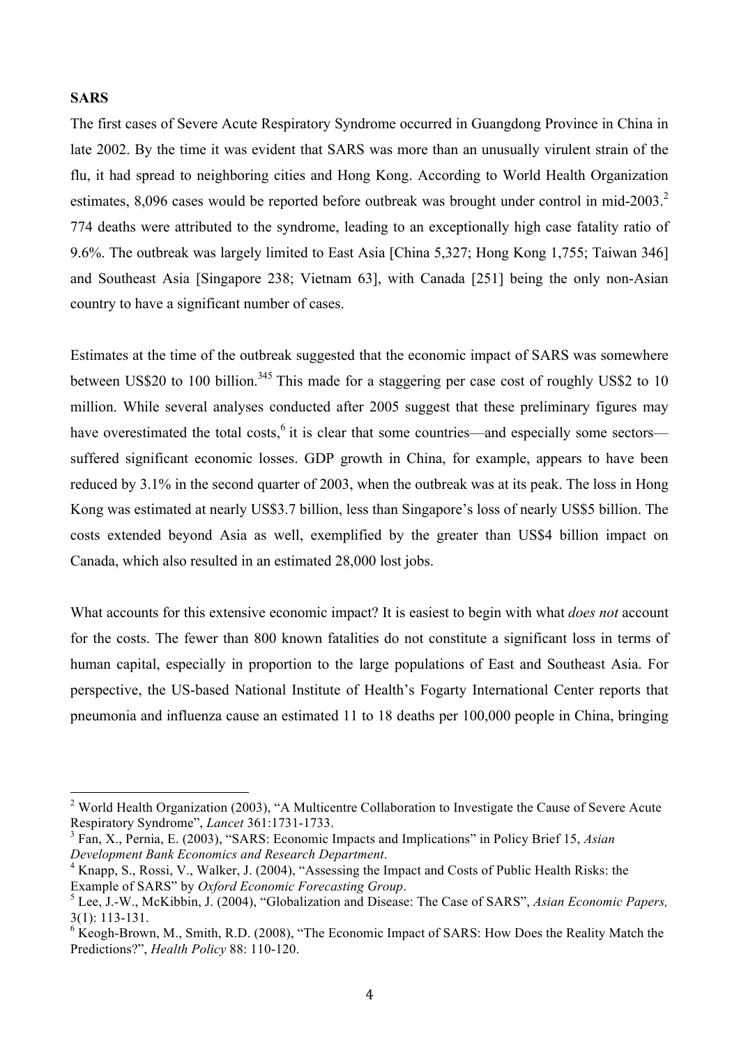**SARS**

The first cases of Severe Acute Respiratory Syndrome occurred in Guangdong Province in China in late 2002. By the time it was evident that SARS was more than an unusually virulent strain of the flu, it had spread to neighboring cities and Hong Kong. According to World Health Organization estimates, 8,096 cases would be reported before outbreak was brought under control in mid-2003.[2] 774 deaths were attributed to the syndrome, leading to an exceptionally high case fatality ratio of 9.6%. The outbreak was largely limited to East Asia [China 5,327; Hong Kong 1,755; Taiwan 346] and Southeast Asia [Singapore 238; Vietnam 63], with Canada [251] being the only non-Asian country to have a significant number of cases.

Estimates at the time of the outbreak suggested that the economic impact of SARS was somewhere between US$20 to 100 billion.[3,4,5] This made for a staggering per case cost of roughly US$2 to 10 million. While several analyses conducted after 2005 suggest that these preliminary figures may have overestimated the total costs,[6] it is clear that some countries—and especially some sectors—suffered significant economic losses. GDP growth in China, for example, appears to have been reduced by 3.1% in the second quarter of 2003, when the outbreak was at its peak. The loss in Hong Kong was estimated at nearly US$3.7 billion, less than Singapore's loss of nearly US$5 billion. The costs extended beyond Asia as well, exemplified by the greater than US$4 billion impact on Canada, which also resulted in an estimated 28,000 lost jobs.

What accounts for this extensive economic impact? It is easiest to begin with what *does not* account for the costs. The fewer than 800 known fatalities do not constitute a significant loss in terms of human capital, especially in proportion to the large populations of East and Southeast Asia. For perspective, the US-based National Institute of Health's Fogarty International Center reports that pneumonia and influenza cause an estimated 11 to 18 deaths per 100,000 people in China, bringing

---

[2] World Health Organization (2003), "A Multicentre Collaboration to Investigate the Cause of Severe Acute Respiratory Syndrome", *Lancet* 361:1731-1733.

[3] Fan, X., Pernia, E. (2003), "SARS: Economic Impacts and Implications" in Policy Brief 15, *Asian Development Bank Economics and Research Department*.

[4] Knapp, S., Rossi, V., Walker, J. (2004), "Assessing the Impact and Costs of Public Health Risks: the Example of SARS" by *Oxford Economic Forecasting Group*.

[5] Lee, J.-W., McKibbin, J. (2004), "Globalization and Disease: The Case of SARS", *Asian Economic Papers,* 3(1): 113-131.

[6] Keogh-Brown, M., Smith, R.D. (2008), "The Economic Impact of SARS: How Does the Reality Match the Predictions?", *Health Policy* 88: 110-120.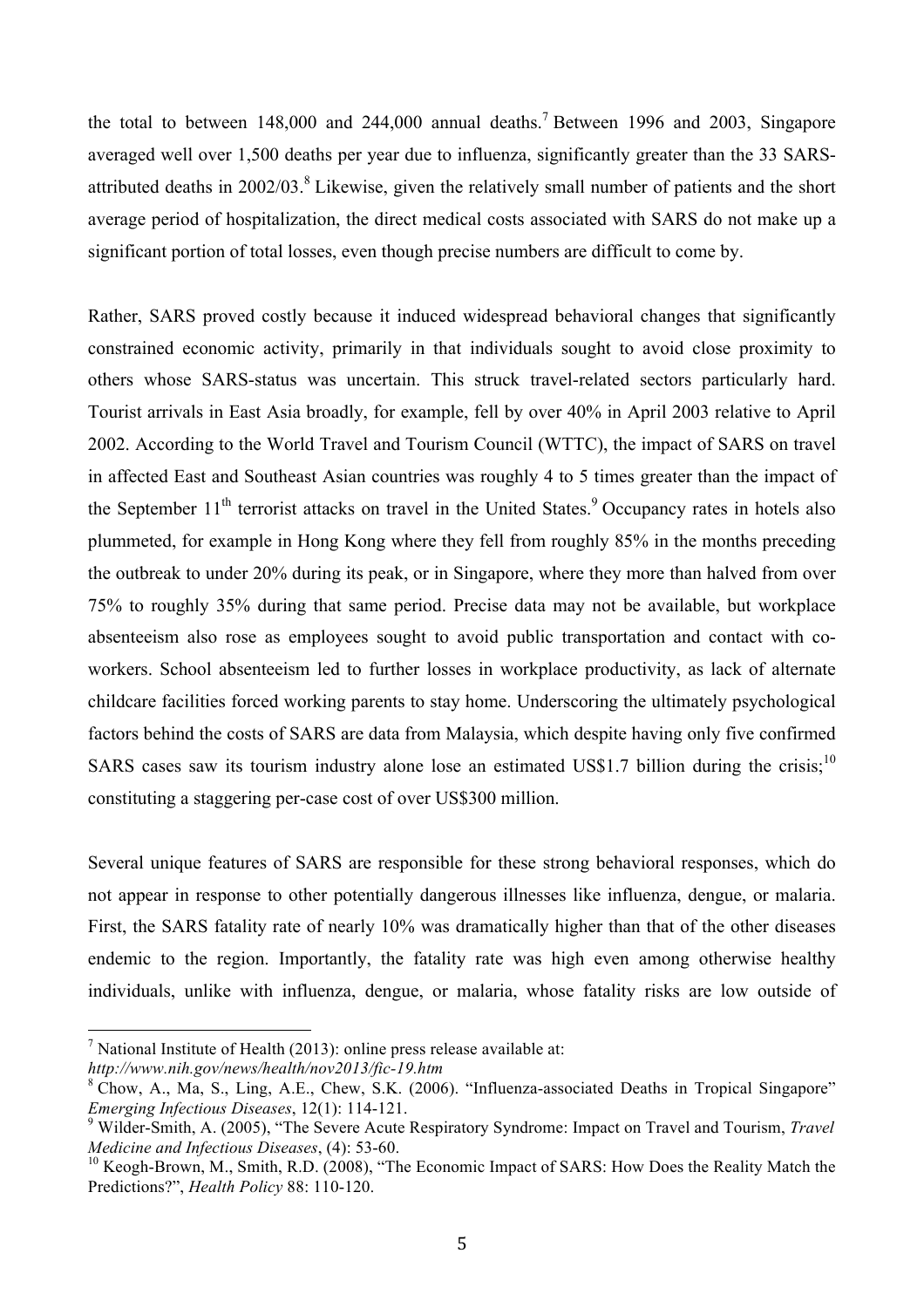the total to between 148,000 and 244,000 annual deaths.[7] Between 1996 and 2003, Singapore averaged well over 1,500 deaths per year due to influenza, significantly greater than the 33 SARS-attributed deaths in 2002/03.[8] Likewise, given the relatively small number of patients and the short average period of hospitalization, the direct medical costs associated with SARS do not make up a significant portion of total losses, even though precise numbers are difficult to come by.

Rather, SARS proved costly because it induced widespread behavioral changes that significantly constrained economic activity, primarily in that individuals sought to avoid close proximity to others whose SARS-status was uncertain. This struck travel-related sectors particularly hard. Tourist arrivals in East Asia broadly, for example, fell by over 40% in April 2003 relative to April 2002. According to the World Travel and Tourism Council (WTTC), the impact of SARS on travel in affected East and Southeast Asian countries was roughly 4 to 5 times greater than the impact of the September 11th terrorist attacks on travel in the United States.[9] Occupancy rates in hotels also plummeted, for example in Hong Kong where they fell from roughly 85% in the months preceding the outbreak to under 20% during its peak, or in Singapore, where they more than halved from over 75% to roughly 35% during that same period. Precise data may not be available, but workplace absenteeism also rose as employees sought to avoid public transportation and contact with co-workers. School absenteeism led to further losses in workplace productivity, as lack of alternate childcare facilities forced working parents to stay home. Underscoring the ultimately psychological factors behind the costs of SARS are data from Malaysia, which despite having only five confirmed SARS cases saw its tourism industry alone lose an estimated US$1.7 billion during the crisis;[10] constituting a staggering per-case cost of over US$300 million.

Several unique features of SARS are responsible for these strong behavioral responses, which do not appear in response to other potentially dangerous illnesses like influenza, dengue, or malaria. First, the SARS fatality rate of nearly 10% was dramatically higher than that of the other diseases endemic to the region. Importantly, the fatality rate was high even among otherwise healthy individuals, unlike with influenza, dengue, or malaria, whose fatality risks are low outside of

---

[7] National Institute of Health (2013): online press release available at: *http://www.nih.gov/news/health/nov2013/fic-19.htm*

[8] Chow, A., Ma, S., Ling, A.E., Chew, S.K. (2006). "Influenza-associated Deaths in Tropical Singapore" *Emerging Infectious Diseases*, 12(1): 114-121.

[9] Wilder-Smith, A. (2005), "The Severe Acute Respiratory Syndrome: Impact on Travel and Tourism, *Travel Medicine and Infectious Diseases*, (4): 53-60.

[10] Keogh-Brown, M., Smith, R.D. (2008), "The Economic Impact of SARS: How Does the Reality Match the Predictions?", *Health Policy* 88: 110-120.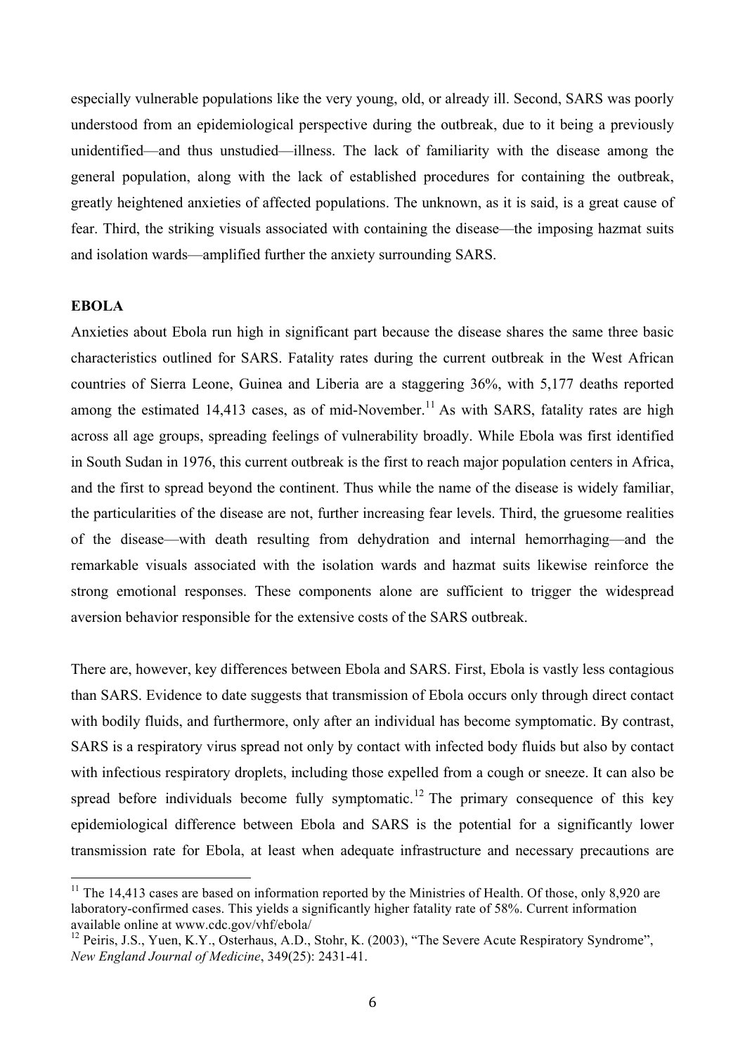especially vulnerable populations like the very young, old, or already ill. Second, SARS was poorly understood from an epidemiological perspective during the outbreak, due to it being a previously unidentified—and thus unstudied—illness. The lack of familiarity with the disease among the general population, along with the lack of established procedures for containing the outbreak, greatly heightened anxieties of affected populations. The unknown, as it is said, is a great cause of fear. Third, the striking visuals associated with containing the disease—the imposing hazmat suits and isolation wards—amplified further the anxiety surrounding SARS.

## EBOLA

Anxieties about Ebola run high in significant part because the disease shares the same three basic characteristics outlined for SARS. Fatality rates during the current outbreak in the West African countries of Sierra Leone, Guinea and Liberia are a staggering 36%, with 5,177 deaths reported among the estimated 14,413 cases, as of mid-November.[11] As with SARS, fatality rates are high across all age groups, spreading feelings of vulnerability broadly. While Ebola was first identified in South Sudan in 1976, this current outbreak is the first to reach major population centers in Africa, and the first to spread beyond the continent. Thus while the name of the disease is widely familiar, the particularities of the disease are not, further increasing fear levels. Third, the gruesome realities of the disease—with death resulting from dehydration and internal hemorrhaging—and the remarkable visuals associated with the isolation wards and hazmat suits likewise reinforce the strong emotional responses. These components alone are sufficient to trigger the widespread aversion behavior responsible for the extensive costs of the SARS outbreak.

There are, however, key differences between Ebola and SARS. First, Ebola is vastly less contagious than SARS. Evidence to date suggests that transmission of Ebola occurs only through direct contact with bodily fluids, and furthermore, only after an individual has become symptomatic. By contrast, SARS is a respiratory virus spread not only by contact with infected body fluids but also by contact with infectious respiratory droplets, including those expelled from a cough or sneeze. It can also be spread before individuals become fully symptomatic.[12] The primary consequence of this key epidemiological difference between Ebola and SARS is the potential for a significantly lower transmission rate for Ebola, at least when adequate infrastructure and necessary precautions are

[11] The 14,413 cases are based on information reported by the Ministries of Health. Of those, only 8,920 are laboratory-confirmed cases. This yields a significantly higher fatality rate of 58%. Current information available online at www.cdc.gov/vhf/ebola/

[12] Peiris, J.S., Yuen, K.Y., Osterhaus, A.D., Stohr, K. (2003), "The Severe Acute Respiratory Syndrome", *New England Journal of Medicine*, 349(25): 2431-41.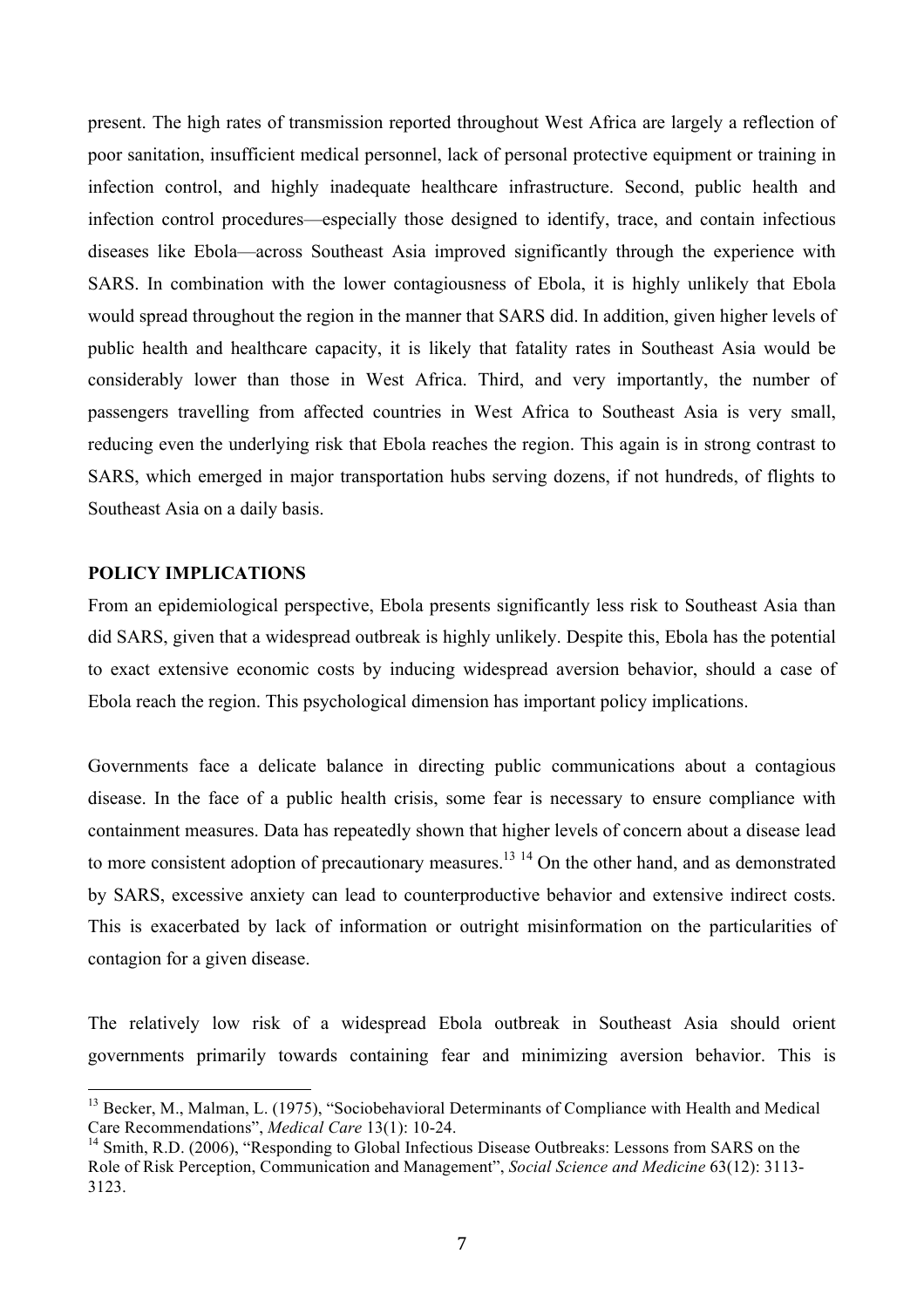present. The high rates of transmission reported throughout West Africa are largely a reflection of poor sanitation, insufficient medical personnel, lack of personal protective equipment or training in infection control, and highly inadequate healthcare infrastructure. Second, public health and infection control procedures—especially those designed to identify, trace, and contain infectious diseases like Ebola—across Southeast Asia improved significantly through the experience with SARS. In combination with the lower contagiousness of Ebola, it is highly unlikely that Ebola would spread throughout the region in the manner that SARS did. In addition, given higher levels of public health and healthcare capacity, it is likely that fatality rates in Southeast Asia would be considerably lower than those in West Africa. Third, and very importantly, the number of passengers travelling from affected countries in West Africa to Southeast Asia is very small, reducing even the underlying risk that Ebola reaches the region. This again is in strong contrast to SARS, which emerged in major transportation hubs serving dozens, if not hundreds, of flights to Southeast Asia on a daily basis.

**POLICY IMPLICATIONS**

From an epidemiological perspective, Ebola presents significantly less risk to Southeast Asia than did SARS, given that a widespread outbreak is highly unlikely. Despite this, Ebola has the potential to exact extensive economic costs by inducing widespread aversion behavior, should a case of Ebola reach the region. This psychological dimension has important policy implications.

Governments face a delicate balance in directing public communications about a contagious disease. In the face of a public health crisis, some fear is necessary to ensure compliance with containment measures. Data has repeatedly shown that higher levels of concern about a disease lead to more consistent adoption of precautionary measures.[13] [14] On the other hand, and as demonstrated by SARS, excessive anxiety can lead to counterproductive behavior and extensive indirect costs. This is exacerbated by lack of information or outright misinformation on the particularities of contagion for a given disease.

The relatively low risk of a widespread Ebola outbreak in Southeast Asia should orient governments primarily towards containing fear and minimizing aversion behavior. This is

[13] Becker, M., Malman, L. (1975), "Sociobehavioral Determinants of Compliance with Health and Medical Care Recommendations", *Medical Care* 13(1): 10-24.

[14] Smith, R.D. (2006), "Responding to Global Infectious Disease Outbreaks: Lessons from SARS on the Role of Risk Perception, Communication and Management", *Social Science and Medicine* 63(12): 3113-3123.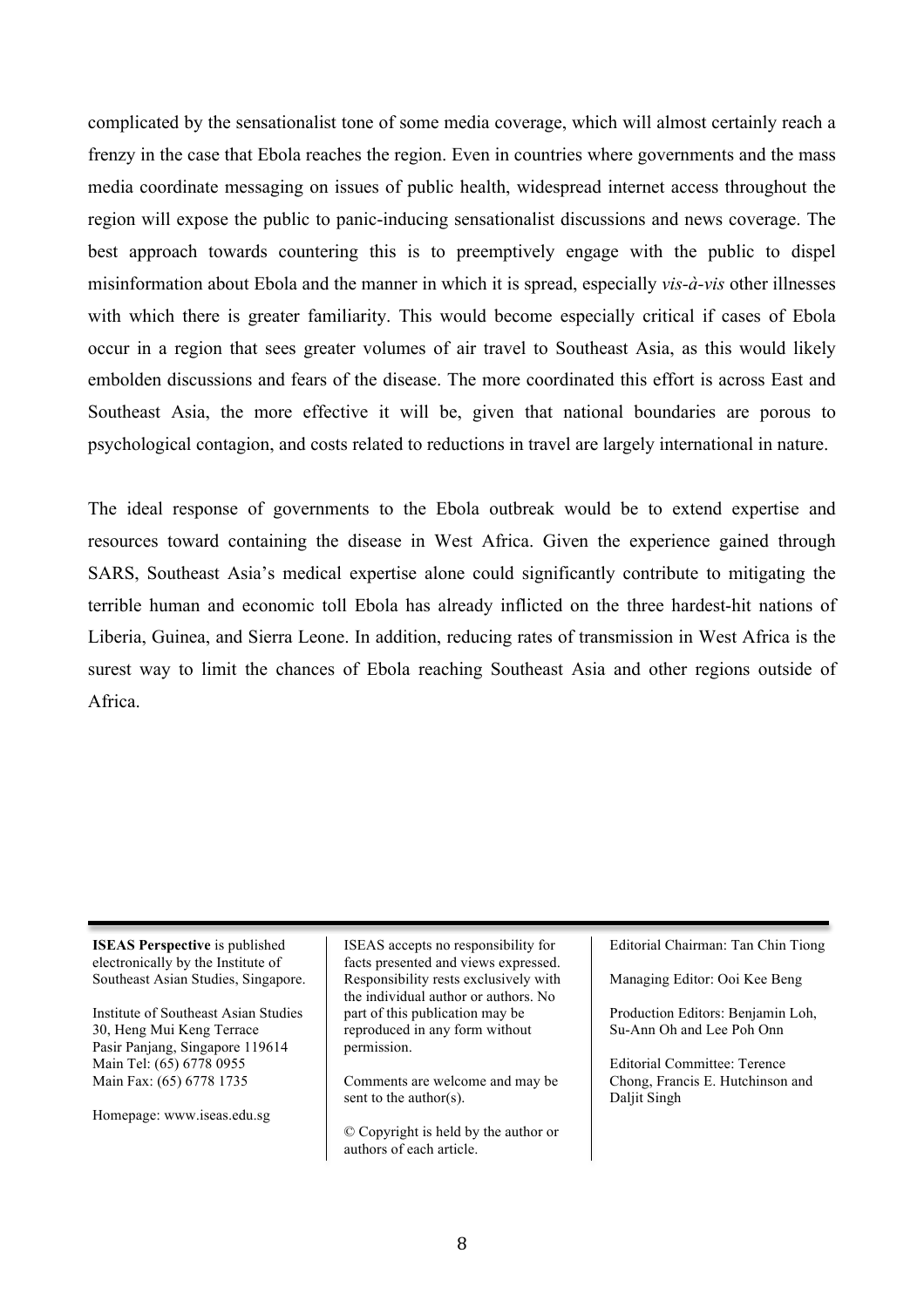complicated by the sensationalist tone of some media coverage, which will almost certainly reach a frenzy in the case that Ebola reaches the region. Even in countries where governments and the mass media coordinate messaging on issues of public health, widespread internet access throughout the region will expose the public to panic-inducing sensationalist discussions and news coverage. The best approach towards countering this is to preemptively engage with the public to dispel misinformation about Ebola and the manner in which it is spread, especially *vis-à-vis* other illnesses with which there is greater familiarity. This would become especially critical if cases of Ebola occur in a region that sees greater volumes of air travel to Southeast Asia, as this would likely embolden discussions and fears of the disease. The more coordinated this effort is across East and Southeast Asia, the more effective it will be, given that national boundaries are porous to psychological contagion, and costs related to reductions in travel are largely international in nature.

The ideal response of governments to the Ebola outbreak would be to extend expertise and resources toward containing the disease in West Africa. Given the experience gained through SARS, Southeast Asia's medical expertise alone could significantly contribute to mitigating the terrible human and economic toll Ebola has already inflicted on the three hardest-hit nations of Liberia, Guinea, and Sierra Leone. In addition, reducing rates of transmission in West Africa is the surest way to limit the chances of Ebola reaching Southeast Asia and other regions outside of Africa.

---

**ISEAS Perspective** is published electronically by the Institute of Southeast Asian Studies, Singapore.

Institute of Southeast Asian Studies
30, Heng Mui Keng Terrace
Pasir Panjang, Singapore 119614
Main Tel: (65) 6778 0955
Main Fax: (65) 6778 1735

Homepage: www.iseas.edu.sg

ISEAS accepts no responsibility for facts presented and views expressed. Responsibility rests exclusively with the individual author or authors. No part of this publication may be reproduced in any form without permission.

Comments are welcome and may be sent to the author(s).

© Copyright is held by the author or authors of each article.

Editorial Chairman: Tan Chin Tiong

Managing Editor: Ooi Kee Beng

Production Editors: Benjamin Loh, Su-Ann Oh and Lee Poh Onn

Editorial Committee: Terence Chong, Francis E. Hutchinson and Daljit Singh